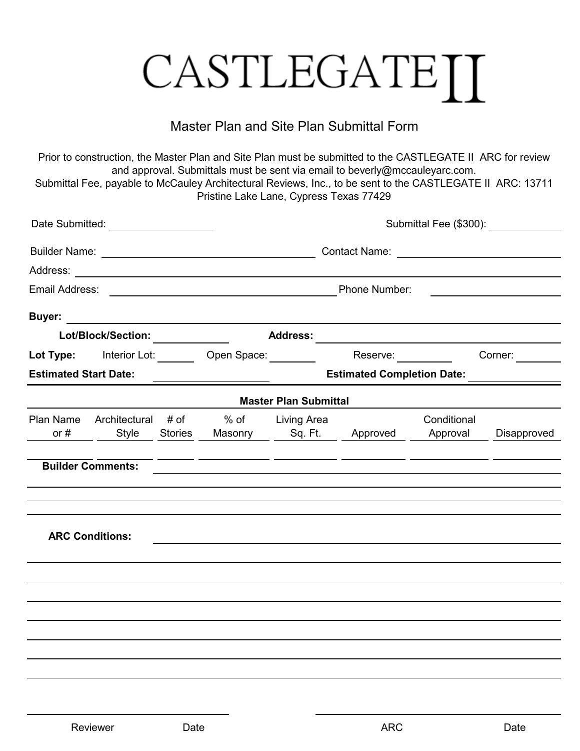# CASTLEGATE II

## Master Plan and Site Plan Submittal Form

Prior to construction, the Master Plan and Site Plan must be submitted to the CASTLEGATE II ARC for review and approval. Submittals must be sent via email to beverly@mccauleyarc.com.
Submittal Fee, payable to McCauley Architectural Reviews, Inc., to be sent to the CASTLEGATE II ARC: 13711 Pristine Lake Lane, Cypress Texas 77429

Date Submitted: ____________ Submittal Fee ($300): ____________

Builder Name: ____________ Contact Name: ____________

Address: ____________

Email Address: ____________ Phone Number: ____________

**Buyer:** ____________

**Lot/Block/Section:** ____________ **Address:** ____________

**Lot Type:** Interior Lot: ______ Open Space: ______ Reserve: ______ Corner: ______

**Estimated Start Date:** ____________ **Estimated Completion Date:** ____________

**Master Plan Submittal**

| Plan Name or # | Architectural Style | # of Stories | % of Masonry | Living Area Sq. Ft. | Approved | Conditional Approval | Disapproved |
|---|---|---|---|---|---|---|---|
| | | | | | | | |

**Builder Comments:** ____________

____________

____________

____________

**ARC Conditions:** ____________

____________

____________

____________

____________

____________

____________

____________

____________ ____________

Reviewer Date ARC Date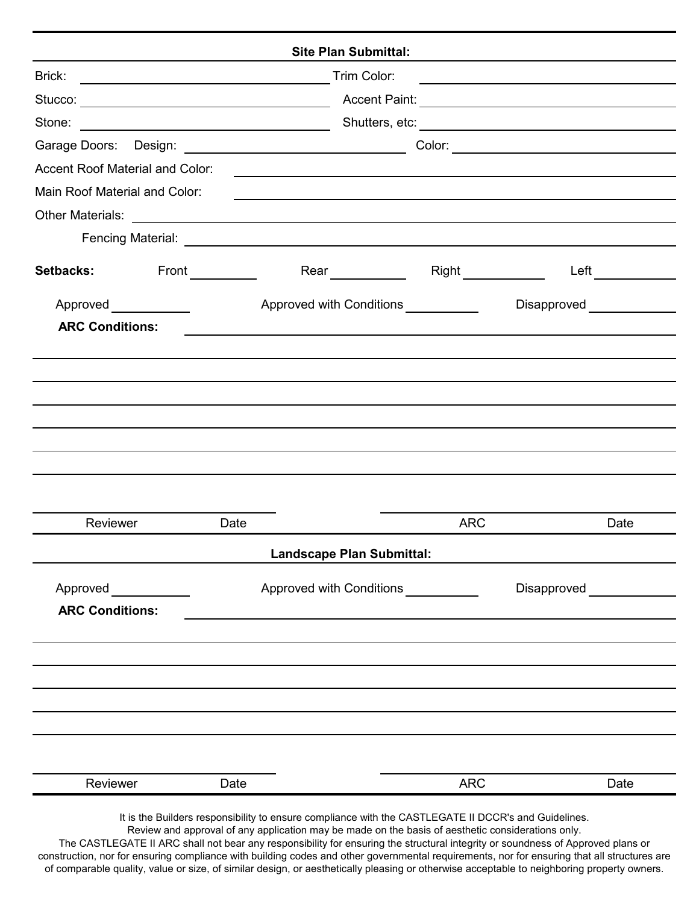**Site Plan Submittal:**

Brick: \_\_\_\_\_\_\_\_\_\_\_\_\_\_\_\_\_\_\_\_ Trim Color: \_\_\_\_\_\_\_\_\_\_\_\_\_\_\_\_\_\_\_\_

Stucco: \_\_\_\_\_\_\_\_\_\_\_\_\_\_\_\_\_\_\_\_ Accent Paint: \_\_\_\_\_\_\_\_\_\_\_\_\_\_\_\_\_\_\_\_

Stone: \_\_\_\_\_\_\_\_\_\_\_\_\_\_\_\_\_\_\_\_ Shutters, etc: \_\_\_\_\_\_\_\_\_\_\_\_\_\_\_\_\_\_\_\_

Garage Doors: Design: \_\_\_\_\_\_\_\_\_\_\_\_\_\_\_\_\_\_\_\_ Color: \_\_\_\_\_\_\_\_\_\_\_\_\_\_\_\_\_\_\_\_

Accent Roof Material and Color: \_\_\_\_\_\_\_\_\_\_\_\_\_\_\_\_\_\_\_\_

Main Roof Material and Color: \_\_\_\_\_\_\_\_\_\_\_\_\_\_\_\_\_\_\_\_

Other Materials: \_\_\_\_\_\_\_\_\_\_\_\_\_\_\_\_\_\_\_\_

Fencing Material: \_\_\_\_\_\_\_\_\_\_\_\_\_\_\_\_\_\_\_\_

**Setbacks:** Front \_\_\_\_\_\_\_\_\_\_ Rear \_\_\_\_\_\_\_\_\_\_ Right \_\_\_\_\_\_\_\_\_\_ Left \_\_\_\_\_\_\_\_\_\_

Approved \_\_\_\_\_\_\_\_\_\_ Approved with Conditions \_\_\_\_\_\_\_\_\_\_ Disapproved \_\_\_\_\_\_\_\_\_\_

**ARC Conditions:** \_\_\_\_\_\_\_\_\_\_\_\_\_\_\_\_\_\_\_\_

\_\_\_\_\_\_\_\_\_\_\_\_\_\_\_\_\_\_\_\_\_\_\_\_\_\_\_\_\_\_\_\_\_\_\_\_\_\_\_\_

\_\_\_\_\_\_\_\_\_\_\_\_\_\_\_\_\_\_\_\_\_\_\_\_\_\_\_\_\_\_\_\_\_\_\_\_\_\_\_\_

\_\_\_\_\_\_\_\_\_\_\_\_\_\_\_\_\_\_\_\_\_\_\_\_\_\_\_\_\_\_\_\_\_\_\_\_\_\_\_\_

\_\_\_\_\_\_\_\_\_\_\_\_\_\_\_\_\_\_\_\_\_\_\_\_\_\_\_\_\_\_\_\_\_\_\_\_\_\_\_\_

\_\_\_\_\_\_\_\_\_\_\_\_\_\_\_\_\_\_\_\_\_\_\_\_\_\_\_\_\_\_\_\_\_\_\_\_\_\_\_\_

\_\_\_\_\_\_\_\_\_\_\_\_\_\_\_\_\_\_\_\_ \_\_\_\_\_\_\_\_\_\_\_\_\_\_\_\_\_\_\_\_

Reviewer Date ARC Date

**Landscape Plan Submittal:**

Approved \_\_\_\_\_\_\_\_\_\_ Approved with Conditions \_\_\_\_\_\_\_\_\_\_ Disapproved \_\_\_\_\_\_\_\_\_\_

**ARC Conditions:** \_\_\_\_\_\_\_\_\_\_\_\_\_\_\_\_\_\_\_\_

\_\_\_\_\_\_\_\_\_\_\_\_\_\_\_\_\_\_\_\_\_\_\_\_\_\_\_\_\_\_\_\_\_\_\_\_\_\_\_\_

\_\_\_\_\_\_\_\_\_\_\_\_\_\_\_\_\_\_\_\_\_\_\_\_\_\_\_\_\_\_\_\_\_\_\_\_\_\_\_\_

\_\_\_\_\_\_\_\_\_\_\_\_\_\_\_\_\_\_\_\_\_\_\_\_\_\_\_\_\_\_\_\_\_\_\_\_\_\_\_\_

\_\_\_\_\_\_\_\_\_\_\_\_\_\_\_\_\_\_\_\_\_\_\_\_\_\_\_\_\_\_\_\_\_\_\_\_\_\_\_\_

\_\_\_\_\_\_\_\_\_\_\_\_\_\_\_\_\_\_\_\_\_\_\_\_\_\_\_\_\_\_\_\_\_\_\_\_\_\_\_\_

\_\_\_\_\_\_\_\_\_\_\_\_\_\_\_\_\_\_\_\_ \_\_\_\_\_\_\_\_\_\_\_\_\_\_\_\_\_\_\_\_

Reviewer Date ARC Date

It is the Builders responsibility to ensure compliance with the CASTLEGATE II DCCR's and Guidelines.
Review and approval of any application may be made on the basis of aesthetic considerations only.
The CASTLEGATE II ARC shall not bear any responsibility for ensuring the structural integrity or soundness of Approved plans or construction, nor for ensuring compliance with building codes and other governmental requirements, nor for ensuring that all structures are of comparable quality, value or size, of similar design, or aesthetically pleasing or otherwise acceptable to neighboring property owners.